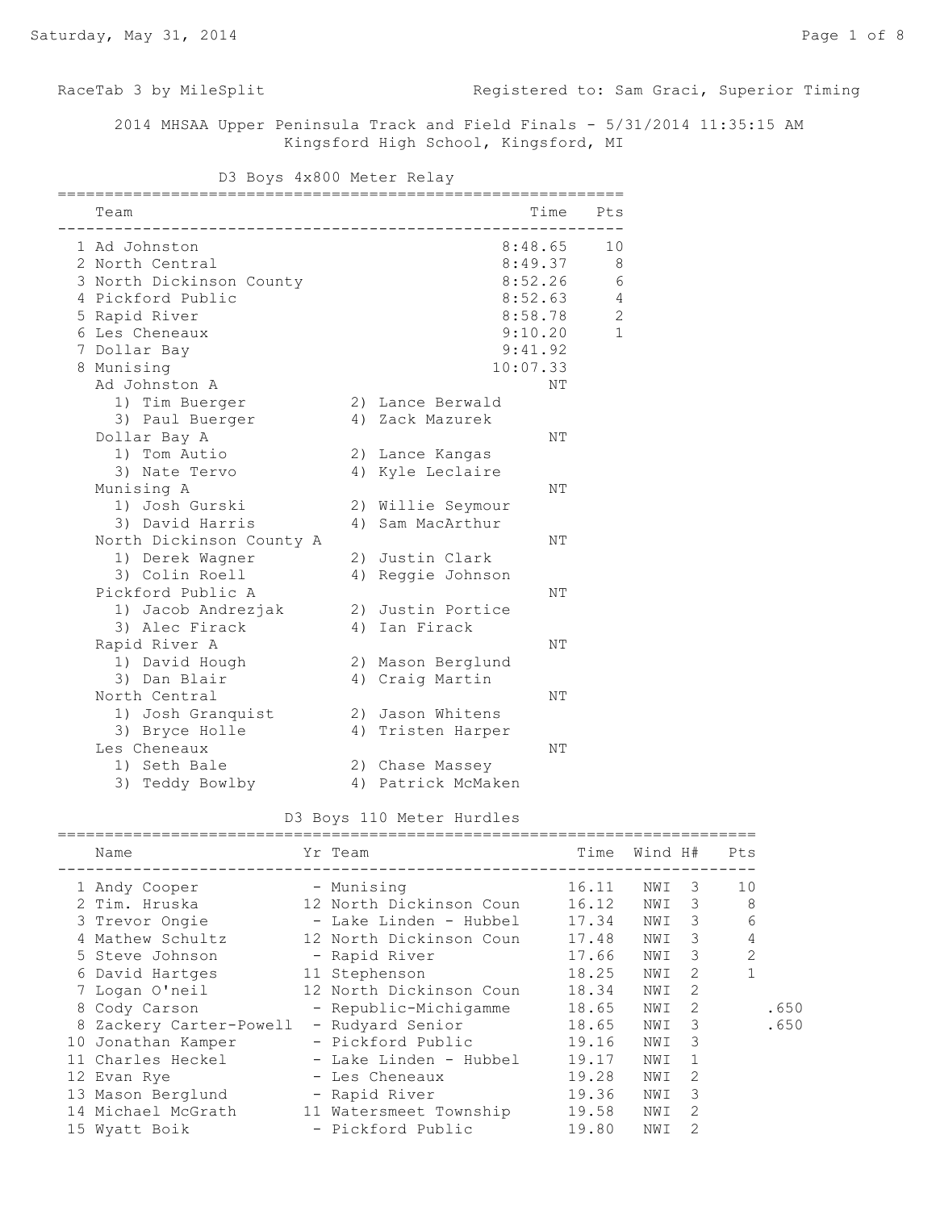RaceTab 3 by MileSplit — Registered to: Sam Graci, Superior Timing

## 2014 MHSAA Upper Peninsula Track and Field Finals - 5/31/2014 11:35:15 AM
Kingsford High School, Kingsford, MI

### D3 Boys 4x800 Meter Relay

| | Team | Time | Pts |
|---|---|---|---|
| 1 | Ad Johnston | 8:48.65 | 10 |
| 2 | North Central | 8:49.37 | 8 |
| 3 | North Dickinson County | 8:52.26 | 6 |
| 4 | Pickford Public | 8:52.63 | 4 |
| 5 | Rapid River | 8:58.78 | 2 |
| 6 | Les Cheneaux | 9:10.20 | 1 |
| 7 | Dollar Bay | 9:41.92 | |
| 8 | Munising | 10:07.33 | |

| Team | Runners | Time |
|---|---|---|
| Ad Johnston A | 1) Tim Buerger, 2) Lance Berwald, 3) Paul Buerger, 4) Zack Mazurek | NT |
| Dollar Bay A | 1) Tom Autio, 2) Lance Kangas, 3) Nate Tervo, 4) Kyle Leclaire | NT |
| Munising A | 1) Josh Gurski, 2) Willie Seymour, 3) David Harris, 4) Sam MacArthur | NT |
| North Dickinson County A | 1) Derek Wagner, 2) Justin Clark, 3) Colin Roell, 4) Reggie Johnson | NT |
| Pickford Public A | 1) Jacob Andrezjak, 2) Justin Portice, 3) Alec Firack, 4) Ian Firack | NT |
| Rapid River A | 1) David Hough, 2) Mason Berglund, 3) Dan Blair, 4) Craig Martin | NT |
| North Central | 1) Josh Granquist, 2) Jason Whitens, 3) Bryce Holle, 4) Tristen Harper | NT |
| Les Cheneaux | 1) Seth Bale, 2) Chase Massey, 3) Teddy Bowlby, 4) Patrick McMaken | NT |

### D3 Boys 110 Meter Hurdles

| | Name | Yr | Team | Time | Wind | H# | Pts | |
|---|---|---|---|---|---|---|---|---|
| 1 | Andy Cooper | - | Munising | 16.11 | NWI | 3 | 10 | |
| 2 | Tim. Hruska | 12 | North Dickinson Coun | 16.12 | NWI | 3 | 8 | |
| 3 | Trevor Ongie | - | Lake Linden - Hubbel | 17.34 | NWI | 3 | 6 | |
| 4 | Mathew Schultz | 12 | North Dickinson Coun | 17.48 | NWI | 3 | 4 | |
| 5 | Steve Johnson | - | Rapid River | 17.66 | NWI | 3 | 2 | |
| 6 | David Hartges | 11 | Stephenson | 18.25 | NWI | 2 | 1 | |
| 7 | Logan O'neil | 12 | North Dickinson Coun | 18.34 | NWI | 2 | | |
| 8 | Cody Carson | - | Republic-Michigamme | 18.65 | NWI | 2 | | .650 |
| 8 | Zackery Carter-Powell | - | Rudyard Senior | 18.65 | NWI | 3 | | .650 |
| 10 | Jonathan Kamper | - | Pickford Public | 19.16 | NWI | 3 | | |
| 11 | Charles Heckel | - | Lake Linden - Hubbel | 19.17 | NWI | 1 | | |
| 12 | Evan Rye | - | Les Cheneaux | 19.28 | NWI | 2 | | |
| 13 | Mason Berglund | - | Rapid River | 19.36 | NWI | 3 | | |
| 14 | Michael McGrath | 11 | Watersmeet Township | 19.58 | NWI | 2 | | |
| 15 | Wyatt Boik | - | Pickford Public | 19.80 | NWI | 2 | | |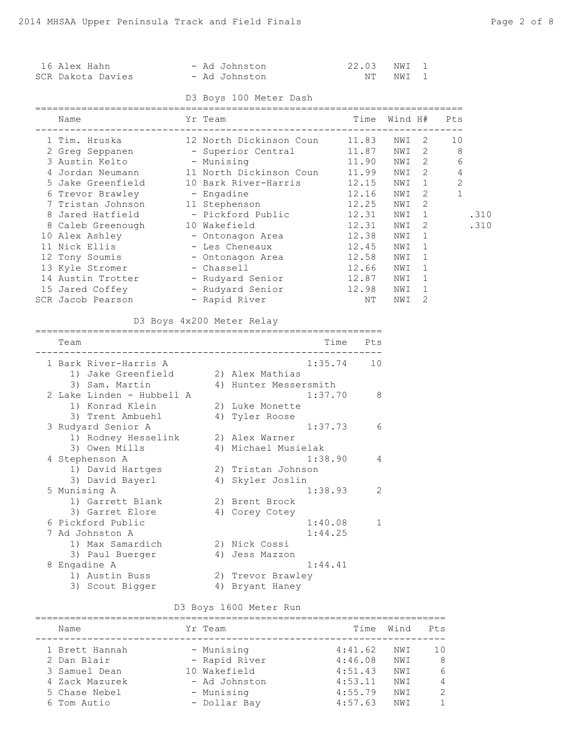| Place | Name | Team | Time | Wind | H# |
|---|---|---|---|---|---|
| 16 | Alex Hahn | - Ad Johnston | 22.03 | NWI | 1 |
| SCR | Dakota Davies | - Ad Johnston | NT | NWI | 1 |

## D3 Boys 100 Meter Dash

| Place | Name | Yr | Team | Time | Wind | H# | Pts | |
|---|---|---|---|---|---|---|---|---|
| 1 | Tim. Hruska | 12 | North Dickinson Coun | 11.83 | NWI | 2 | 10 | |
| 2 | Greg Seppanen | - | Superior Central | 11.87 | NWI | 2 | 8 | |
| 3 | Austin Kelto | - | Munising | 11.90 | NWI | 2 | 6 | |
| 4 | Jordan Neumann | 11 | North Dickinson Coun | 11.99 | NWI | 2 | 4 | |
| 5 | Jake Greenfield | 10 | Bark River-Harris | 12.15 | NWI | 1 | 2 | |
| 6 | Trevor Brawley | - | Engadine | 12.16 | NWI | 2 | 1 | |
| 7 | Tristan Johnson | 11 | Stephenson | 12.25 | NWI | 2 | | |
| 8 | Jared Hatfield | - | Pickford Public | 12.31 | NWI | 1 | | .310 |
| 8 | Caleb Greenough | 10 | Wakefield | 12.31 | NWI | 2 | | .310 |
| 10 | Alex Ashley | - | Ontonagon Area | 12.38 | NWI | 1 | | |
| 11 | Nick Ellis | - | Les Cheneaux | 12.45 | NWI | 1 | | |
| 12 | Tony Soumis | - | Ontonagon Area | 12.58 | NWI | 1 | | |
| 13 | Kyle Stromer | - | Chassell | 12.66 | NWI | 1 | | |
| 14 | Austin Trotter | - | Rudyard Senior | 12.87 | NWI | 1 | | |
| 15 | Jared Coffey | - | Rudyard Senior | 12.98 | NWI | 1 | | |
| SCR | Jacob Pearson | - | Rapid River | NT | NWI | 2 | | |

## D3 Boys 4x200 Meter Relay

| Place | Team | Time | Pts |
|---|---|---|---|
| 1 | Bark River-Harris A | 1:35.74 | 10 |
| | 1) Jake Greenfield 2) Alex Mathias 3) Sam. Martin 4) Hunter Messersmith | | |
| 2 | Lake Linden - Hubbell A | 1:37.70 | 8 |
| | 1) Konrad Klein 2) Luke Monette 3) Trent Ambuehl 4) Tyler Roose | | |
| 3 | Rudyard Senior A | 1:37.73 | 6 |
| | 1) Rodney Hesselink 2) Alex Warner 3) Owen Mills 4) Michael Musielak | | |
| 4 | Stephenson A | 1:38.90 | 4 |
| | 1) David Hartges 2) Tristan Johnson 3) David Bayerl 4) Skyler Joslin | | |
| 5 | Munising A | 1:38.93 | 2 |
| | 1) Garrett Blank 2) Brent Brock 3) Garret Elore 4) Corey Cotey | | |
| 6 | Pickford Public | 1:40.08 | 1 |
| 7 | Ad Johnston A | 1:44.25 | |
| | 1) Max Samardich 2) Nick Cossi 3) Paul Buerger 4) Jess Mazzon | | |
| 8 | Engadine A | 1:44.41 | |
| | 1) Austin Buss 2) Trevor Brawley 3) Scout Bigger 4) Bryant Haney | | |

## D3 Boys 1600 Meter Run

| Place | Name | Yr | Team | Time | Wind | Pts |
|---|---|---|---|---|---|---|
| 1 | Brett Hannah | - | Munising | 4:41.62 | NWI | 10 |
| 2 | Dan Blair | - | Rapid River | 4:46.08 | NWI | 8 |
| 3 | Samuel Dean | 10 | Wakefield | 4:51.43 | NWI | 6 |
| 4 | Zack Mazurek | - | Ad Johnston | 4:53.11 | NWI | 4 |
| 5 | Chase Nebel | - | Munising | 4:55.79 | NWI | 2 |
| 6 | Tom Autio | - | Dollar Bay | 4:57.63 | NWI | 1 |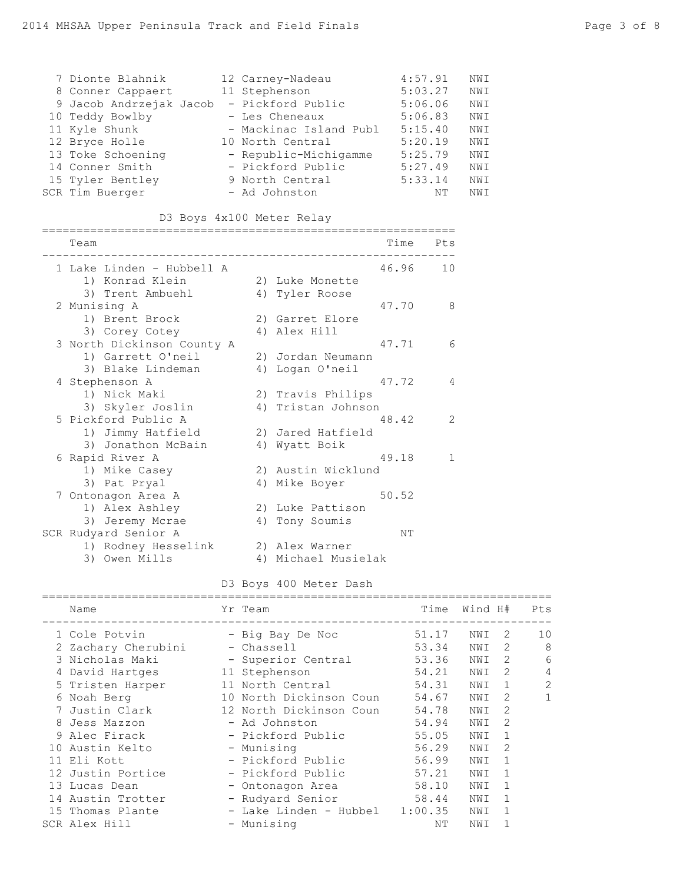| Place | Name | Yr | Team | Time | Wind |
|---|---|---|---|---|---|
| 7 | Dionte Blahnik | 12 | Carney-Nadeau | 4:57.91 | NWI |
| 8 | Conner Cappaert | 11 | Stephenson | 5:03.27 | NWI |
| 9 | Jacob Andrzejak Jacob | - | Pickford Public | 5:06.06 | NWI |
| 10 | Teddy Bowlby | - | Les Cheneaux | 5:06.83 | NWI |
| 11 | Kyle Shunk | - | Mackinac Island Publ | 5:15.40 | NWI |
| 12 | Bryce Holle | 10 | North Central | 5:20.19 | NWI |
| 13 | Toke Schoening | - | Republic-Michigamme | 5:25.79 | NWI |
| 14 | Conner Smith | - | Pickford Public | 5:27.49 | NWI |
| 15 | Tyler Bentley | 9 | North Central | 5:33.14 | NWI |
| SCR | Tim Buerger | - | Ad Johnston | NT | NWI |

## D3 Boys 4x100 Meter Relay

| Place | Team | Time | Pts |
|---|---|---|---|
| 1 | Lake Linden - Hubbell A | 46.96 | 10 |
| | 1) Konrad Klein, 2) Luke Monette, 3) Trent Ambuehl, 4) Tyler Roose | | |
| 2 | Munising A | 47.70 | 8 |
| | 1) Brent Brock, 2) Garret Elore, 3) Corey Cotey, 4) Alex Hill | | |
| 3 | North Dickinson County A | 47.71 | 6 |
| | 1) Garrett O'neil, 2) Jordan Neumann, 3) Blake Lindeman, 4) Logan O'neil | | |
| 4 | Stephenson A | 47.72 | 4 |
| | 1) Nick Maki, 2) Travis Philips, 3) Skyler Joslin, 4) Tristan Johnson | | |
| 5 | Pickford Public A | 48.42 | 2 |
| | 1) Jimmy Hatfield, 2) Jared Hatfield, 3) Jonathon McBain, 4) Wyatt Boik | | |
| 6 | Rapid River A | 49.18 | 1 |
| | 1) Mike Casey, 2) Austin Wicklund, 3) Pat Pryal, 4) Mike Boyer | | |
| 7 | Ontonagon Area A | 50.52 | |
| | 1) Alex Ashley, 2) Luke Pattison, 3) Jeremy Mcrae, 4) Tony Soumis | | |
| SCR | Rudyard Senior A | NT | |
| | 1) Rodney Hesselink, 2) Alex Warner, 3) Owen Mills, 4) Michael Musielak | | |

## D3 Boys 400 Meter Dash

| Place | Name | Yr | Team | Time | Wind | H# | Pts |
|---|---|---|---|---|---|---|---|
| 1 | Cole Potvin | - | Big Bay De Noc | 51.17 | NWI | 2 | 10 |
| 2 | Zachary Cherubini | - | Chassell | 53.34 | NWI | 2 | 8 |
| 3 | Nicholas Maki | - | Superior Central | 53.36 | NWI | 2 | 6 |
| 4 | David Hartges | 11 | Stephenson | 54.21 | NWI | 2 | 4 |
| 5 | Tristen Harper | 11 | North Central | 54.31 | NWI | 1 | 2 |
| 6 | Noah Berg | 10 | North Dickinson Coun | 54.67 | NWI | 2 | 1 |
| 7 | Justin Clark | 12 | North Dickinson Coun | 54.78 | NWI | 2 | |
| 8 | Jess Mazzon | - | Ad Johnston | 54.94 | NWI | 2 | |
| 9 | Alec Firack | - | Pickford Public | 55.05 | NWI | 1 | |
| 10 | Austin Kelto | - | Munising | 56.29 | NWI | 2 | |
| 11 | Eli Kott | - | Pickford Public | 56.99 | NWI | 1 | |
| 12 | Justin Portice | - | Pickford Public | 57.21 | NWI | 1 | |
| 13 | Lucas Dean | - | Ontonagon Area | 58.10 | NWI | 1 | |
| 14 | Austin Trotter | - | Rudyard Senior | 58.44 | NWI | 1 | |
| 15 | Thomas Plante | - | Lake Linden - Hubbel | 1:00.35 | NWI | 1 | |
| SCR | Alex Hill | - | Munising | NT | NWI | 1 | |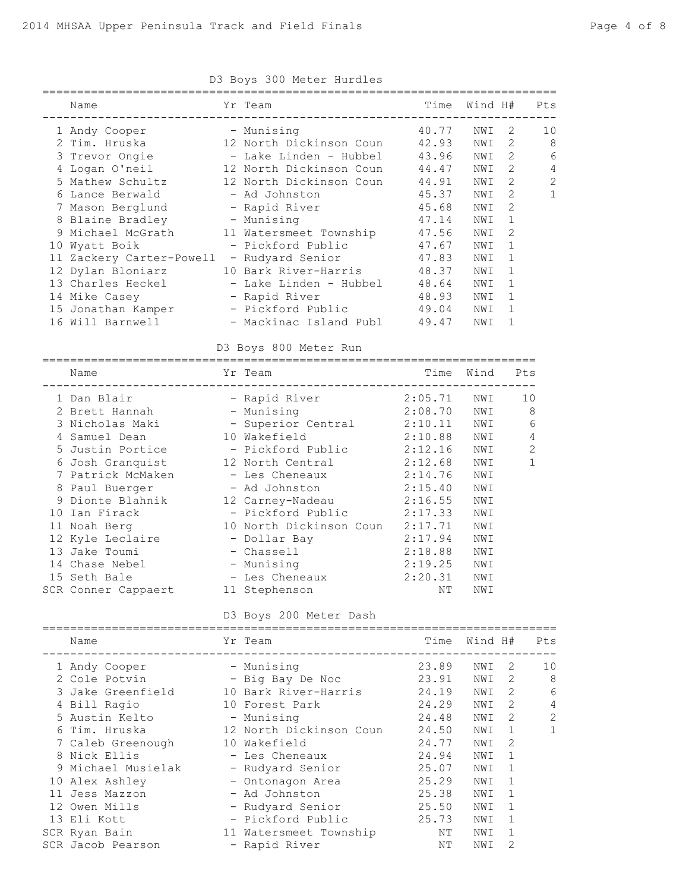## D3 Boys 300 Meter Hurdles

| | Name | Yr | Team | Time | Wind | H# | Pts |
|---|---|---|---|---|---|---|---|
| 1 | Andy Cooper | - | Munising | 40.77 | NWI | 2 | 10 |
| 2 | Tim. Hruska | 12 | North Dickinson Coun | 42.93 | NWI | 2 | 8 |
| 3 | Trevor Ongie | - | Lake Linden - Hubbel | 43.96 | NWI | 2 | 6 |
| 4 | Logan O'neil | 12 | North Dickinson Coun | 44.47 | NWI | 2 | 4 |
| 5 | Mathew Schultz | 12 | North Dickinson Coun | 44.91 | NWI | 2 | 2 |
| 6 | Lance Berwald | - | Ad Johnston | 45.37 | NWI | 2 | 1 |
| 7 | Mason Berglund | - | Rapid River | 45.68 | NWI | 2 | |
| 8 | Blaine Bradley | - | Munising | 47.14 | NWI | 1 | |
| 9 | Michael McGrath | 11 | Watersmeet Township | 47.56 | NWI | 2 | |
| 10 | Wyatt Boik | - | Pickford Public | 47.67 | NWI | 1 | |
| 11 | Zackery Carter-Powell | - | Rudyard Senior | 47.83 | NWI | 1 | |
| 12 | Dylan Bloniarz | 10 | Bark River-Harris | 48.37 | NWI | 1 | |
| 13 | Charles Heckel | - | Lake Linden - Hubbel | 48.64 | NWI | 1 | |
| 14 | Mike Casey | - | Rapid River | 48.93 | NWI | 1 | |
| 15 | Jonathan Kamper | - | Pickford Public | 49.04 | NWI | 1 | |
| 16 | Will Barnwell | - | Mackinac Island Publ | 49.47 | NWI | 1 | |

## D3 Boys 800 Meter Run

| | Name | Yr | Team | Time | Wind | Pts |
|---|---|---|---|---|---|---|
| 1 | Dan Blair | - | Rapid River | 2:05.71 | NWI | 10 |
| 2 | Brett Hannah | - | Munising | 2:08.70 | NWI | 8 |
| 3 | Nicholas Maki | - | Superior Central | 2:10.11 | NWI | 6 |
| 4 | Samuel Dean | 10 | Wakefield | 2:10.88 | NWI | 4 |
| 5 | Justin Portice | - | Pickford Public | 2:12.16 | NWI | 2 |
| 6 | Josh Granquist | 12 | North Central | 2:12.68 | NWI | 1 |
| 7 | Patrick McMaken | - | Les Cheneaux | 2:14.76 | NWI | |
| 8 | Paul Buerger | - | Ad Johnston | 2:15.40 | NWI | |
| 9 | Dionte Blahnik | 12 | Carney-Nadeau | 2:16.55 | NWI | |
| 10 | Ian Firack | - | Pickford Public | 2:17.33 | NWI | |
| 11 | Noah Berg | 10 | North Dickinson Coun | 2:17.71 | NWI | |
| 12 | Kyle Leclaire | - | Dollar Bay | 2:17.94 | NWI | |
| 13 | Jake Toumi | - | Chassell | 2:18.88 | NWI | |
| 14 | Chase Nebel | - | Munising | 2:19.25 | NWI | |
| 15 | Seth Bale | - | Les Cheneaux | 2:20.31 | NWI | |
| SCR | Conner Cappaert | 11 | Stephenson | NT | NWI | |

## D3 Boys 200 Meter Dash

| | Name | Yr | Team | Time | Wind | H# | Pts |
|---|---|---|---|---|---|---|---|
| 1 | Andy Cooper | - | Munising | 23.89 | NWI | 2 | 10 |
| 2 | Cole Potvin | - | Big Bay De Noc | 23.91 | NWI | 2 | 8 |
| 3 | Jake Greenfield | 10 | Bark River-Harris | 24.19 | NWI | 2 | 6 |
| 4 | Bill Ragio | 10 | Forest Park | 24.29 | NWI | 2 | 4 |
| 5 | Austin Kelto | - | Munising | 24.48 | NWI | 2 | 2 |
| 6 | Tim. Hruska | 12 | North Dickinson Coun | 24.50 | NWI | 1 | 1 |
| 7 | Caleb Greenough | 10 | Wakefield | 24.77 | NWI | 2 | |
| 8 | Nick Ellis | - | Les Cheneaux | 24.94 | NWI | 1 | |
| 9 | Michael Musielak | - | Rudyard Senior | 25.07 | NWI | 1 | |
| 10 | Alex Ashley | - | Ontonagon Area | 25.29 | NWI | 1 | |
| 11 | Jess Mazzon | - | Ad Johnston | 25.38 | NWI | 1 | |
| 12 | Owen Mills | - | Rudyard Senior | 25.50 | NWI | 1 | |
| 13 | Eli Kott | - | Pickford Public | 25.73 | NWI | 1 | |
| SCR | Ryan Bain | 11 | Watersmeet Township | NT | NWI | 1 | |
| SCR | Jacob Pearson | - | Rapid River | NT | NWI | 2 | |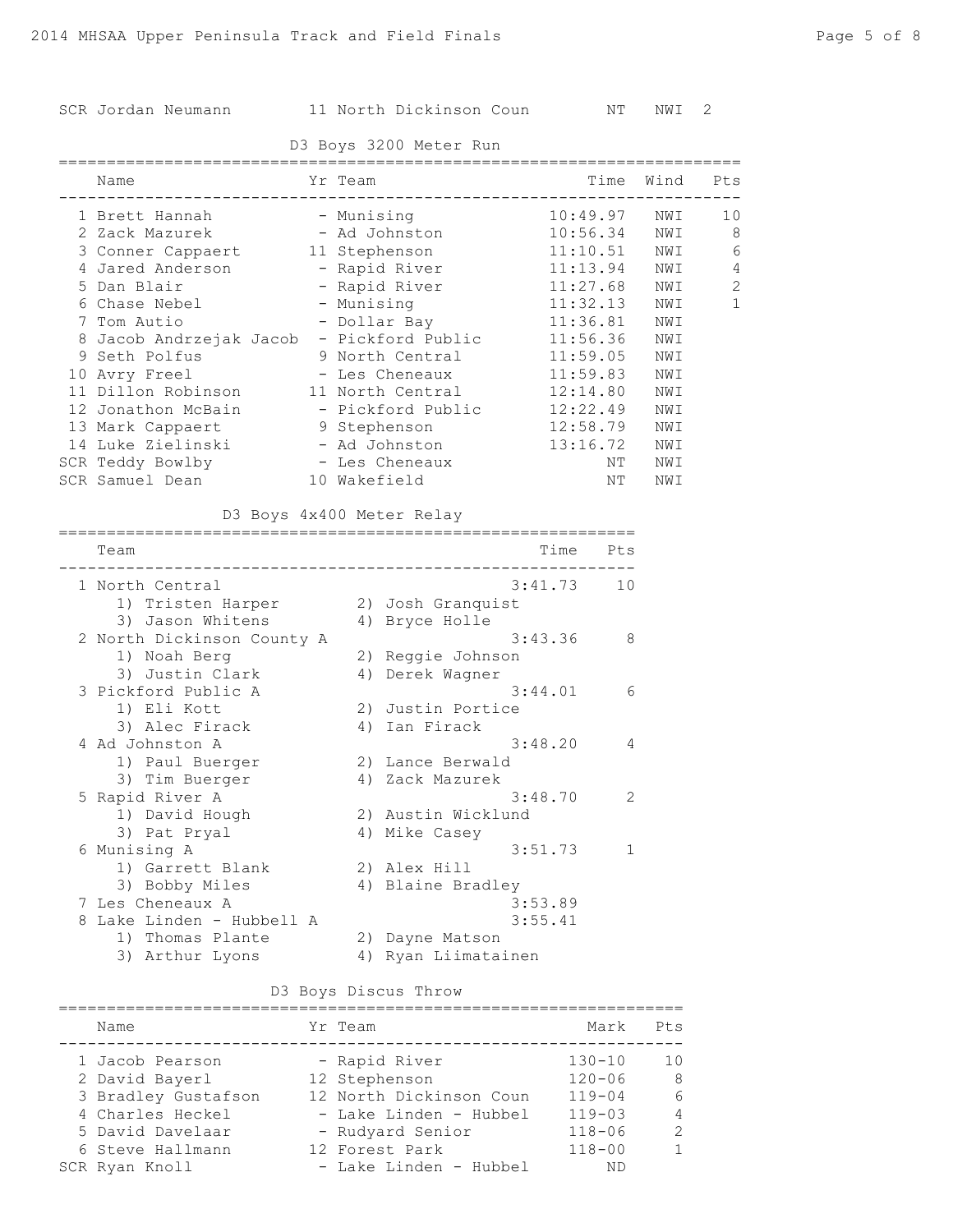| | | | | | |
|---|---|---|---|---|---|
| SCR Jordan Neumann | 11 North Dickinson Coun | NT | NWI | 2 | |

## D3 Boys 3200 Meter Run

| | Name | Yr | Team | Time | Wind | Pts |
|---|---|---|---|---|---|---|
| 1 | Brett Hannah | - | Munising | 10:49.97 | NWI | 10 |
| 2 | Zack Mazurek | - | Ad Johnston | 10:56.34 | NWI | 8 |
| 3 | Conner Cappaert | 11 | Stephenson | 11:10.51 | NWI | 6 |
| 4 | Jared Anderson | - | Rapid River | 11:13.94 | NWI | 4 |
| 5 | Dan Blair | - | Rapid River | 11:27.68 | NWI | 2 |
| 6 | Chase Nebel | - | Munising | 11:32.13 | NWI | 1 |
| 7 | Tom Autio | - | Dollar Bay | 11:36.81 | NWI | |
| 8 | Jacob Andrzejak Jacob | - | Pickford Public | 11:56.36 | NWI | |
| 9 | Seth Polfus | 9 | North Central | 11:59.05 | NWI | |
| 10 | Avry Freel | - | Les Cheneaux | 11:59.83 | NWI | |
| 11 | Dillon Robinson | 11 | North Central | 12:14.80 | NWI | |
| 12 | Jonathon McBain | - | Pickford Public | 12:22.49 | NWI | |
| 13 | Mark Cappaert | 9 | Stephenson | 12:58.79 | NWI | |
| 14 | Luke Zielinski | - | Ad Johnston | 13:16.72 | NWI | |
| SCR | Teddy Bowlby | - | Les Cheneaux | NT | NWI | |
| SCR | Samuel Dean | 10 | Wakefield | NT | NWI | |

## D3 Boys 4x400 Meter Relay

| | Team | Time | Pts |
|---|---|---|---|
| 1 | North Central | 3:41.73 | 10 |
| | 1) Tristen Harper 2) Josh Granquist 3) Jason Whitens 4) Bryce Holle | | |
| 2 | North Dickinson County A | 3:43.36 | 8 |
| | 1) Noah Berg 2) Reggie Johnson 3) Justin Clark 4) Derek Wagner | | |
| 3 | Pickford Public A | 3:44.01 | 6 |
| | 1) Eli Kott 2) Justin Portice 3) Alec Firack 4) Ian Firack | | |
| 4 | Ad Johnston A | 3:48.20 | 4 |
| | 1) Paul Buerger 2) Lance Berwald 3) Tim Buerger 4) Zack Mazurek | | |
| 5 | Rapid River A | 3:48.70 | 2 |
| | 1) David Hough 2) Austin Wicklund 3) Pat Pryal 4) Mike Casey | | |
| 6 | Munising A | 3:51.73 | 1 |
| | 1) Garrett Blank 2) Alex Hill 3) Bobby Miles 4) Blaine Bradley | | |
| 7 | Les Cheneaux A | 3:53.89 | |
| 8 | Lake Linden - Hubbell A | 3:55.41 | |
| | 1) Thomas Plante 2) Dayne Matson 3) Arthur Lyons 4) Ryan Liimatainen | | |

## D3 Boys Discus Throw

| | Name | Yr | Team | Mark | Pts |
|---|---|---|---|---|---|
| 1 | Jacob Pearson | - | Rapid River | 130-10 | 10 |
| 2 | David Bayerl | 12 | Stephenson | 120-06 | 8 |
| 3 | Bradley Gustafson | 12 | North Dickinson Coun | 119-04 | 6 |
| 4 | Charles Heckel | - | Lake Linden - Hubbel | 119-03 | 4 |
| 5 | David Davelaar | - | Rudyard Senior | 118-06 | 2 |
| 6 | Steve Hallmann | 12 | Forest Park | 118-00 | 1 |
| SCR | Ryan Knoll | - | Lake Linden - Hubbel | ND | |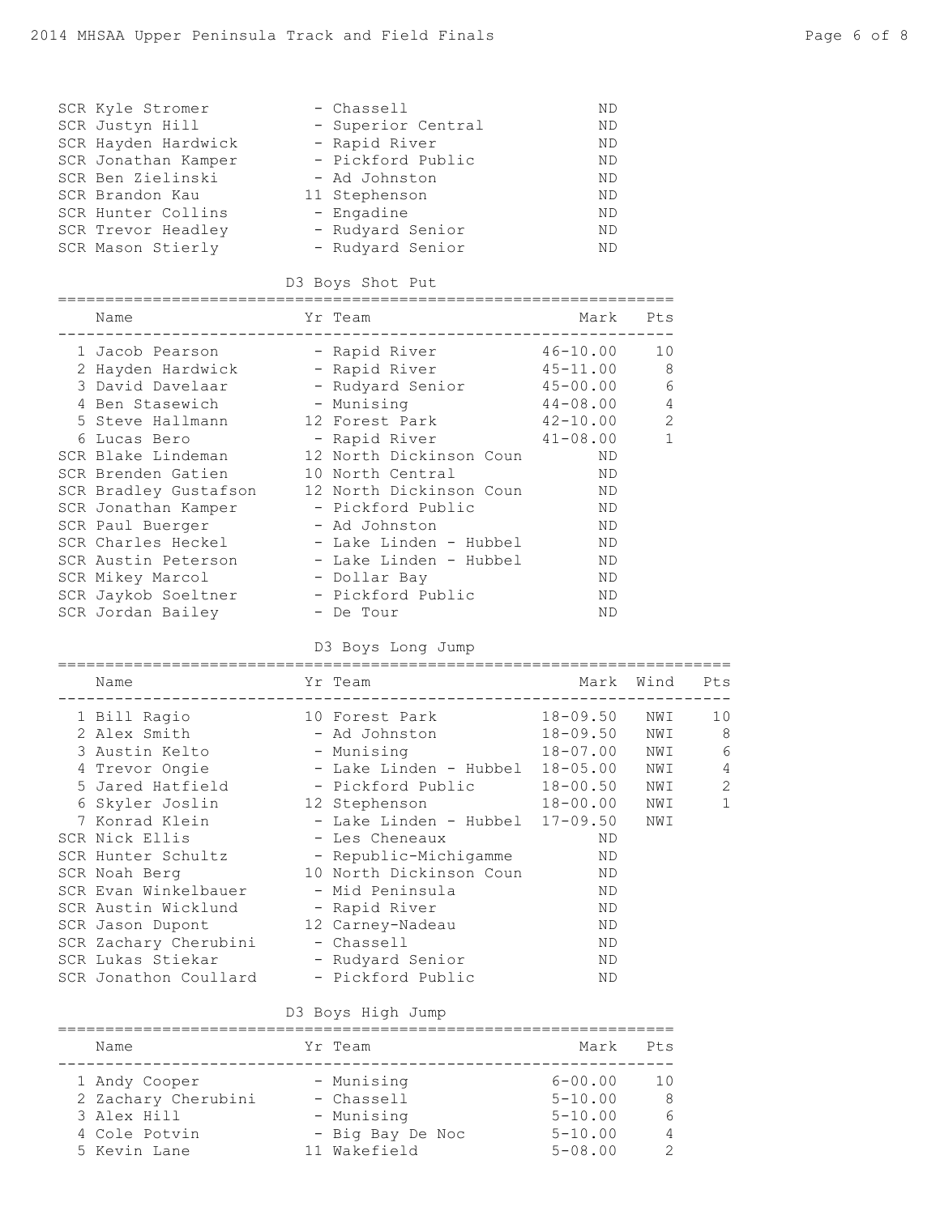| Name | Yr | Team | Mark |
|---|---|---|---|
| SCR Kyle Stromer | - | Chassell | ND |
| SCR Justyn Hill | - | Superior Central | ND |
| SCR Hayden Hardwick | - | Rapid River | ND |
| SCR Jonathan Kamper | - | Pickford Public | ND |
| SCR Ben Zielinski | - | Ad Johnston | ND |
| SCR Brandon Kau | 11 | Stephenson | ND |
| SCR Hunter Collins | - | Engadine | ND |
| SCR Trevor Headley | - | Rudyard Senior | ND |
| SCR Mason Stierly | - | Rudyard Senior | ND |

## D3 Boys Shot Put

| | Name | Yr | Team | Mark | Pts |
|---|---|---|---|---|---|
| 1 | Jacob Pearson | - | Rapid River | 46-10.00 | 10 |
| 2 | Hayden Hardwick | - | Rapid River | 45-11.00 | 8 |
| 3 | David Davelaar | - | Rudyard Senior | 45-00.00 | 6 |
| 4 | Ben Stasewich | - | Munising | 44-08.00 | 4 |
| 5 | Steve Hallmann | 12 | Forest Park | 42-10.00 | 2 |
| 6 | Lucas Bero | - | Rapid River | 41-08.00 | 1 |
| SCR | Blake Lindeman | 12 | North Dickinson Coun | ND | |
| SCR | Brenden Gatien | 10 | North Central | ND | |
| SCR | Bradley Gustafson | 12 | North Dickinson Coun | ND | |
| SCR | Jonathan Kamper | - | Pickford Public | ND | |
| SCR | Paul Buerger | - | Ad Johnston | ND | |
| SCR | Charles Heckel | - | Lake Linden - Hubbel | ND | |
| SCR | Austin Peterson | - | Lake Linden - Hubbel | ND | |
| SCR | Mikey Marcol | - | Dollar Bay | ND | |
| SCR | Jaykob Soeltner | - | Pickford Public | ND | |
| SCR | Jordan Bailey | - | De Tour | ND | |

## D3 Boys Long Jump

| | Name | Yr | Team | Mark | Wind | Pts |
|---|---|---|---|---|---|---|
| 1 | Bill Ragio | 10 | Forest Park | 18-09.50 | NWI | 10 |
| 2 | Alex Smith | - | Ad Johnston | 18-09.50 | NWI | 8 |
| 3 | Austin Kelto | - | Munising | 18-07.00 | NWI | 6 |
| 4 | Trevor Ongie | - | Lake Linden - Hubbel | 18-05.00 | NWI | 4 |
| 5 | Jared Hatfield | - | Pickford Public | 18-00.50 | NWI | 2 |
| 6 | Skyler Joslin | 12 | Stephenson | 18-00.00 | NWI | 1 |
| 7 | Konrad Klein | - | Lake Linden - Hubbel | 17-09.50 | NWI | |
| SCR | Nick Ellis | - | Les Cheneaux | ND | | |
| SCR | Hunter Schultz | - | Republic-Michigamme | ND | | |
| SCR | Noah Berg | 10 | North Dickinson Coun | ND | | |
| SCR | Evan Winkelbauer | - | Mid Peninsula | ND | | |
| SCR | Austin Wicklund | - | Rapid River | ND | | |
| SCR | Jason Dupont | 12 | Carney-Nadeau | ND | | |
| SCR | Zachary Cherubini | - | Chassell | ND | | |
| SCR | Lukas Stiekar | - | Rudyard Senior | ND | | |
| SCR | Jonathon Coullard | - | Pickford Public | ND | | |

## D3 Boys High Jump

| | Name | Yr | Team | Mark | Pts |
|---|---|---|---|---|---|
| 1 | Andy Cooper | - | Munising | 6-00.00 | 10 |
| 2 | Zachary Cherubini | - | Chassell | 5-10.00 | 8 |
| 3 | Alex Hill | - | Munising | 5-10.00 | 6 |
| 4 | Cole Potvin | - | Big Bay De Noc | 5-10.00 | 4 |
| 5 | Kevin Lane | 11 | Wakefield | 5-08.00 | 2 |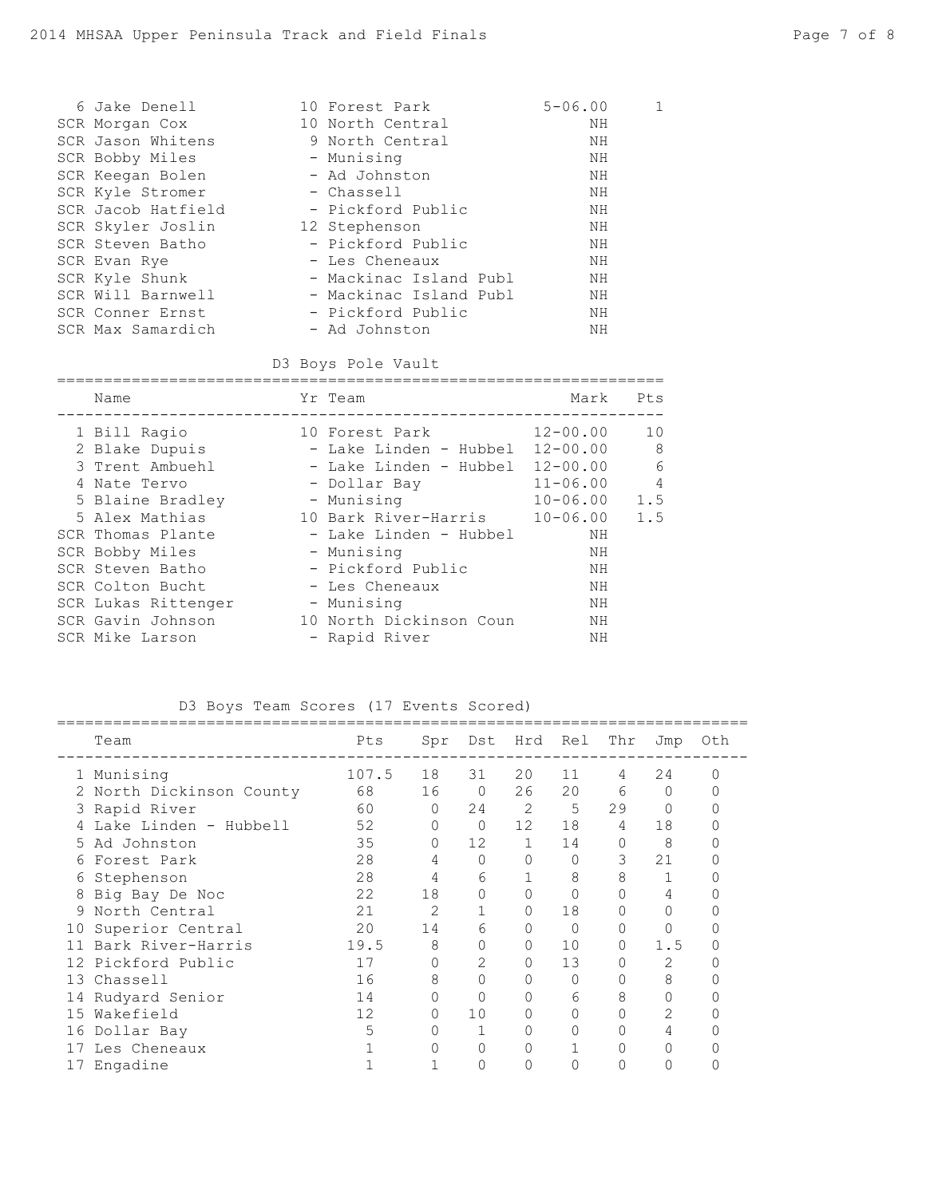| | | | | | |
|---|---|---|---|---|---|
| 6 | Jake Denell | 10 | Forest Park | 5-06.00 | 1 |
| SCR | Morgan Cox | 10 | North Central | NH | |
| SCR | Jason Whitens | 9 | North Central | NH | |
| SCR | Bobby Miles | - | Munising | NH | |
| SCR | Keegan Bolen | - | Ad Johnston | NH | |
| SCR | Kyle Stromer | - | Chassell | NH | |
| SCR | Jacob Hatfield | - | Pickford Public | NH | |
| SCR | Skyler Joslin | 12 | Stephenson | NH | |
| SCR | Steven Batho | - | Pickford Public | NH | |
| SCR | Evan Rye | - | Les Cheneaux | NH | |
| SCR | Kyle Shunk | - | Mackinac Island Publ | NH | |
| SCR | Will Barnwell | - | Mackinac Island Publ | NH | |
| SCR | Conner Ernst | - | Pickford Public | NH | |
| SCR | Max Samardich | - | Ad Johnston | NH | |

## D3 Boys Pole Vault

| | Name | Yr | Team | Mark | Pts |
|---|---|---|---|---|---|
| 1 | Bill Ragio | 10 | Forest Park | 12-00.00 | 10 |
| 2 | Blake Dupuis | - | Lake Linden - Hubbel | 12-00.00 | 8 |
| 3 | Trent Ambuehl | - | Lake Linden - Hubbel | 12-00.00 | 6 |
| 4 | Nate Tervo | - | Dollar Bay | 11-06.00 | 4 |
| 5 | Blaine Bradley | - | Munising | 10-06.00 | 1.5 |
| 5 | Alex Mathias | 10 | Bark River-Harris | 10-06.00 | 1.5 |
| SCR | Thomas Plante | - | Lake Linden - Hubbel | NH | |
| SCR | Bobby Miles | - | Munising | NH | |
| SCR | Steven Batho | - | Pickford Public | NH | |
| SCR | Colton Bucht | - | Les Cheneaux | NH | |
| SCR | Lukas Rittenger | - | Munising | NH | |
| SCR | Gavin Johnson | 10 | North Dickinson Coun | NH | |
| SCR | Mike Larson | - | Rapid River | NH | |

## D3 Boys Team Scores (17 Events Scored)

| | Team | Pts | Spr | Dst | Hrd | Rel | Thr | Jmp | Oth |
|---|---|---|---|---|---|---|---|---|---|
| 1 | Munising | 107.5 | 18 | 31 | 20 | 11 | 4 | 24 | 0 |
| 2 | North Dickinson County | 68 | 16 | 0 | 26 | 20 | 6 | 0 | 0 |
| 3 | Rapid River | 60 | 0 | 24 | 2 | 5 | 29 | 0 | 0 |
| 4 | Lake Linden - Hubbell | 52 | 0 | 0 | 12 | 18 | 4 | 18 | 0 |
| 5 | Ad Johnston | 35 | 0 | 12 | 1 | 14 | 0 | 8 | 0 |
| 6 | Forest Park | 28 | 4 | 0 | 0 | 0 | 3 | 21 | 0 |
| 6 | Stephenson | 28 | 4 | 6 | 1 | 8 | 8 | 1 | 0 |
| 8 | Big Bay De Noc | 22 | 18 | 0 | 0 | 0 | 0 | 4 | 0 |
| 9 | North Central | 21 | 2 | 1 | 0 | 18 | 0 | 0 | 0 |
| 10 | Superior Central | 20 | 14 | 6 | 0 | 0 | 0 | 0 | 0 |
| 11 | Bark River-Harris | 19.5 | 8 | 0 | 0 | 10 | 0 | 1.5 | 0 |
| 12 | Pickford Public | 17 | 0 | 2 | 0 | 13 | 0 | 2 | 0 |
| 13 | Chassell | 16 | 8 | 0 | 0 | 0 | 0 | 8 | 0 |
| 14 | Rudyard Senior | 14 | 0 | 0 | 0 | 6 | 8 | 0 | 0 |
| 15 | Wakefield | 12 | 0 | 10 | 0 | 0 | 0 | 2 | 0 |
| 16 | Dollar Bay | 5 | 0 | 1 | 0 | 0 | 0 | 4 | 0 |
| 17 | Les Cheneaux | 1 | 0 | 0 | 0 | 1 | 0 | 0 | 0 |
| 17 | Engadine | 1 | 1 | 0 | 0 | 0 | 0 | 0 | 0 |